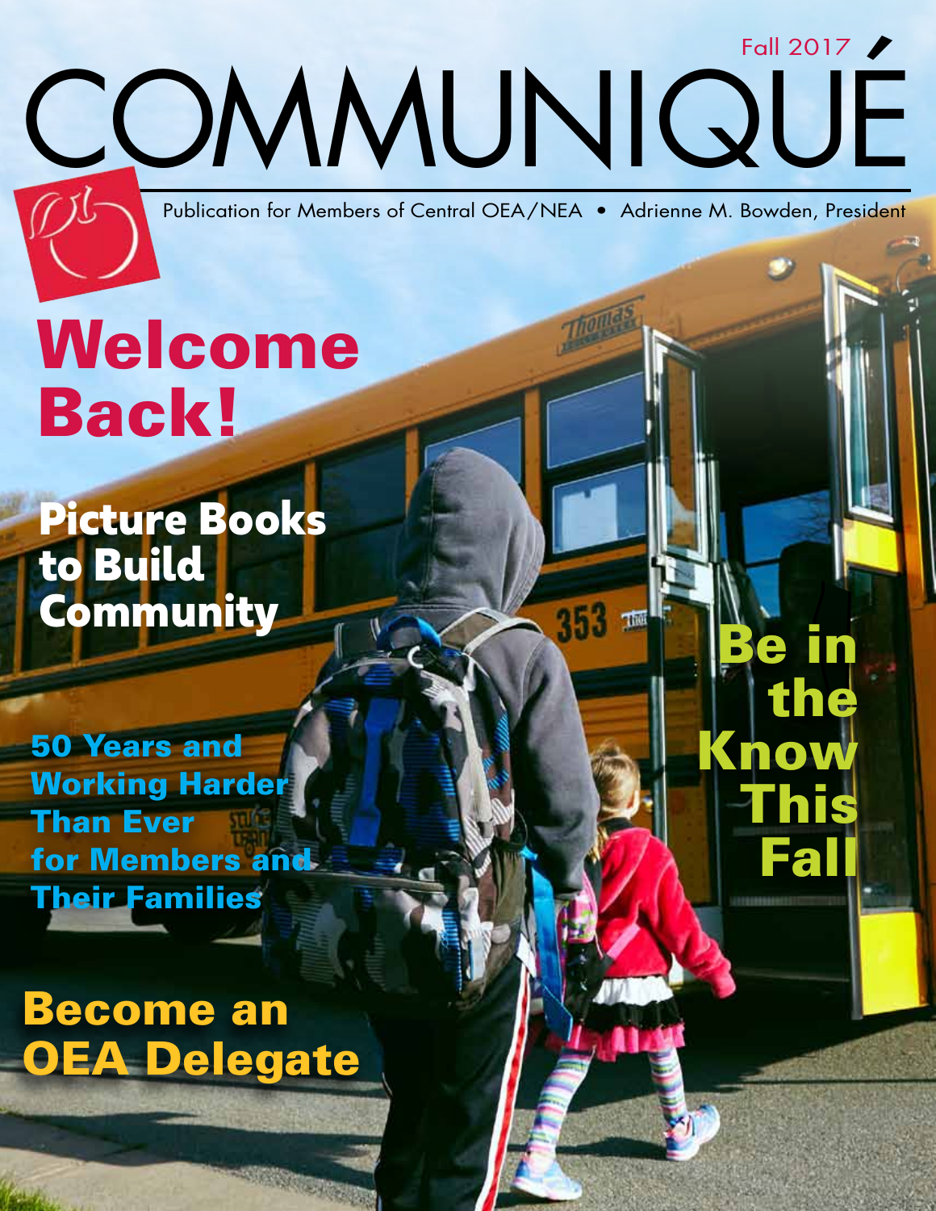Fall 2017

# COMMUNIQUÉ

Publication for Members of Central OEA/NEA • Adrienne M. Bowden, President

## Welcome Back!

## Picture Books to Build Community

## 50 Years and Working Harder Than Ever for Members and Their Families

## Be in the Know This Fall

## Become an OEA Delegate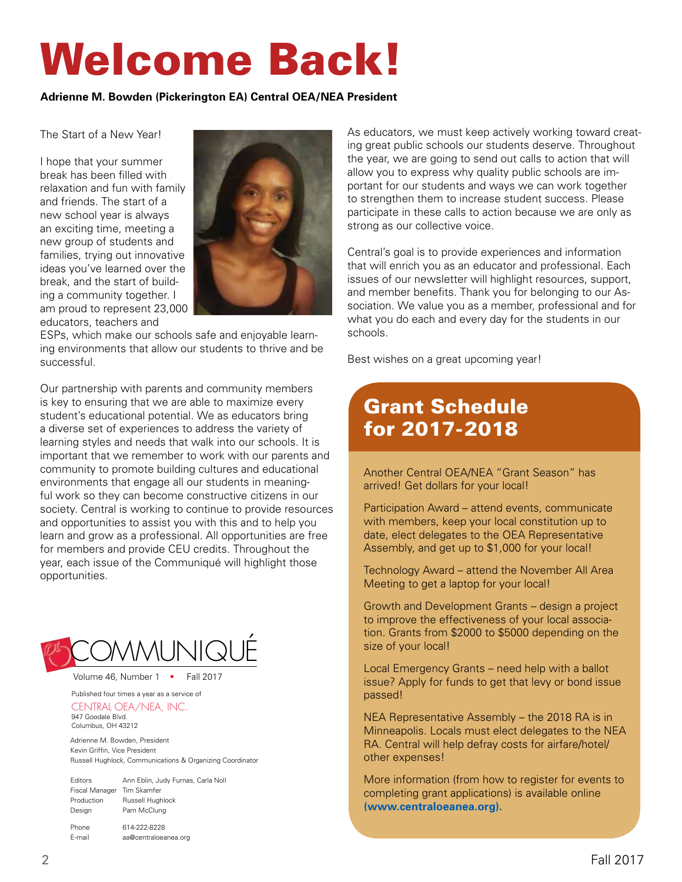# Welcome Back!

**Adrienne M. Bowden (Pickerington EA) Central OEA/NEA President**

The Start of a New Year!

I hope that your summer break has been filled with relaxation and fun with family and friends. The start of a new school year is always an exciting time, meeting a new group of students and families, trying out innovative ideas you've learned over the break, and the start of building a community together. I am proud to represent 23,000 educators, teachers and ESPs, which make our schools safe and enjoyable learning environments that allow our students to thrive and be successful.

Our partnership with parents and community members is key to ensuring that we are able to maximize every student's educational potential. We as educators bring a diverse set of experiences to address the variety of learning styles and needs that walk into our schools. It is important that we remember to work with our parents and community to promote building cultures and educational environments that engage all our students in meaningful work so they can become constructive citizens in our society. Central is working to continue to provide resources and opportunities to assist you with this and to help you learn and grow as a professional. All opportunities are free for members and provide CEU credits. Throughout the year, each issue of the Communiqué will highlight those opportunities.

As educators, we must keep actively working toward creating great public schools our students deserve. Throughout the year, we are going to send out calls to action that will allow you to express why quality public schools are important for our students and ways we can work together to strengthen them to increase student success. Please participate in these calls to action because we are only as strong as our collective voice.

Central's goal is to provide experiences and information that will enrich you as an educator and professional. Each issues of our newsletter will highlight resources, support, and member benefits. Thank you for belonging to our Association. We value you as a member, professional and for what you do each and every day for the students in our schools.

Best wishes on a great upcoming year!

## Grant Schedule for 2017-2018

Another Central OEA/NEA "Grant Season" has arrived! Get dollars for your local!

Participation Award – attend events, communicate with members, keep your local constitution up to date, elect delegates to the OEA Representative Assembly, and get up to $1,000 for your local!

Technology Award – attend the November All Area Meeting to get a laptop for your local!

Growth and Development Grants – design a project to improve the effectiveness of your local association. Grants from $2000 to $5000 depending on the size of your local!

Local Emergency Grants – need help with a ballot issue? Apply for funds to get that levy or bond issue passed!

NEA Representative Assembly – the 2018 RA is in Minneapolis. Locals must elect delegates to the NEA RA. Central will help defray costs for airfare/hotel/other expenses!

More information (from how to register for events to completing grant applications) is available online **(www.centraloeanea.org).**

---

**COMMUNIQUÉ**

Volume 46, Number 1 • Fall 2017

Published four times a year as a service of

CENTRAL OEA/NEA, INC.
947 Goodale Blvd.
Columbus, OH 43212

Adrienne M. Bowden, President
Kevin Griffin, Vice President
Russell Hughlock, Communications & Organizing Coordinator

| | |
|---|---|
| Editors | Ann Eblin, Judy Furnas, Carla Noll |
| Fiscal Manager | Tim Skamfer |
| Production | Russell Hughlock |
| Design | Pam McClung |
| Phone | 614-222-8228 |
| E-mail | aa@centraloeanea.org |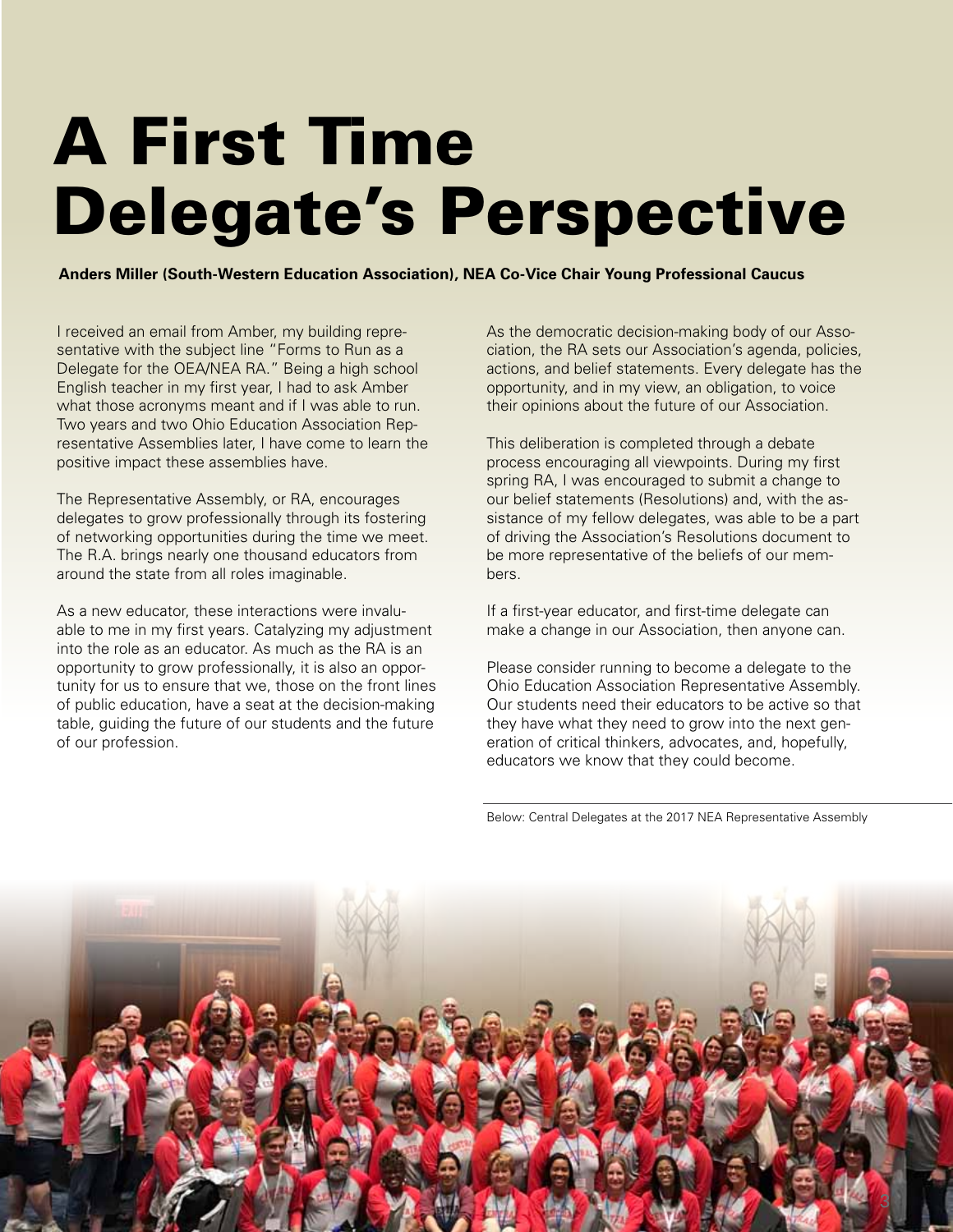# A First Time Delegate's Perspective

**Anders Miller (South-Western Education Association), NEA Co-Vice Chair Young Professional Caucus**

I received an email from Amber, my building representative with the subject line "Forms to Run as a Delegate for the OEA/NEA RA." Being a high school English teacher in my first year, I had to ask Amber what those acronyms meant and if I was able to run. Two years and two Ohio Education Association Representative Assemblies later, I have come to learn the positive impact these assemblies have.

The Representative Assembly, or RA, encourages delegates to grow professionally through its fostering of networking opportunities during the time we meet. The R.A. brings nearly one thousand educators from around the state from all roles imaginable.

As a new educator, these interactions were invaluable to me in my first years. Catalyzing my adjustment into the role as an educator. As much as the RA is an opportunity to grow professionally, it is also an opportunity for us to ensure that we, those on the front lines of public education, have a seat at the decision-making table, guiding the future of our students and the future of our profession.

As the democratic decision-making body of our Association, the RA sets our Association's agenda, policies, actions, and belief statements. Every delegate has the opportunity, and in my view, an obligation, to voice their opinions about the future of our Association.

This deliberation is completed through a debate process encouraging all viewpoints. During my first spring RA, I was encouraged to submit a change to our belief statements (Resolutions) and, with the assistance of my fellow delegates, was able to be a part of driving the Association's Resolutions document to be more representative of the beliefs of our members.

If a first-year educator, and first-time delegate can make a change in our Association, then anyone can.

Please consider running to become a delegate to the Ohio Education Association Representative Assembly. Our students need their educators to be active so that they have what they need to grow into the next generation of critical thinkers, advocates, and, hopefully, educators we know that they could become.

Below: Central Delegates at the 2017 NEA Representative Assembly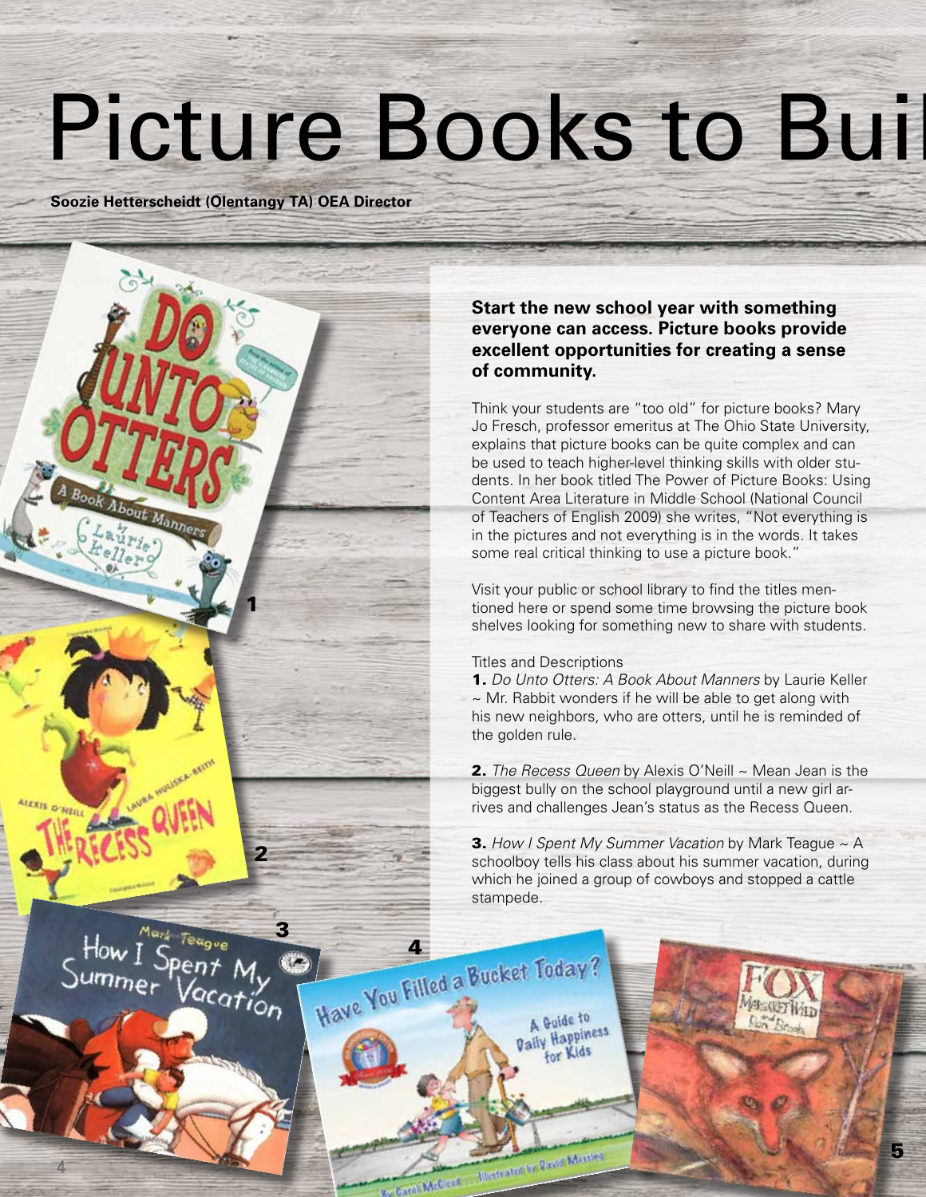# Picture Books to Buil

**Soozie Hetterscheidt (Olentangy TA) OEA Director**

**Start the new school year with something everyone can access. Picture books provide excellent opportunities for creating a sense of community.**

Think your students are "too old" for picture books? Mary Jo Fresch, professor emeritus at The Ohio State University, explains that picture books can be quite complex and can be used to teach higher-level thinking skills with older students. In her book titled The Power of Picture Books: Using Content Area Literature in Middle School (National Council of Teachers of English 2009) she writes, "Not everything is in the pictures and not everything is in the words. It takes some real critical thinking to use a picture book."

Visit your public or school library to find the titles mentioned here or spend some time browsing the picture book shelves looking for something new to share with students.

Titles and Descriptions

**1.** *Do Unto Otters: A Book About Manners* by Laurie Keller ~ Mr. Rabbit wonders if he will be able to get along with his new neighbors, who are otters, until he is reminded of the golden rule.

**2.** *The Recess Queen* by Alexis O'Neill ~ Mean Jean is the biggest bully on the school playground until a new girl arrives and challenges Jean's status as the Recess Queen.

**3.** *How I Spent My Summer Vacation* by Mark Teague ~ A schoolboy tells his class about his summer vacation, during which he joined a group of cowboys and stopped a cattle stampede.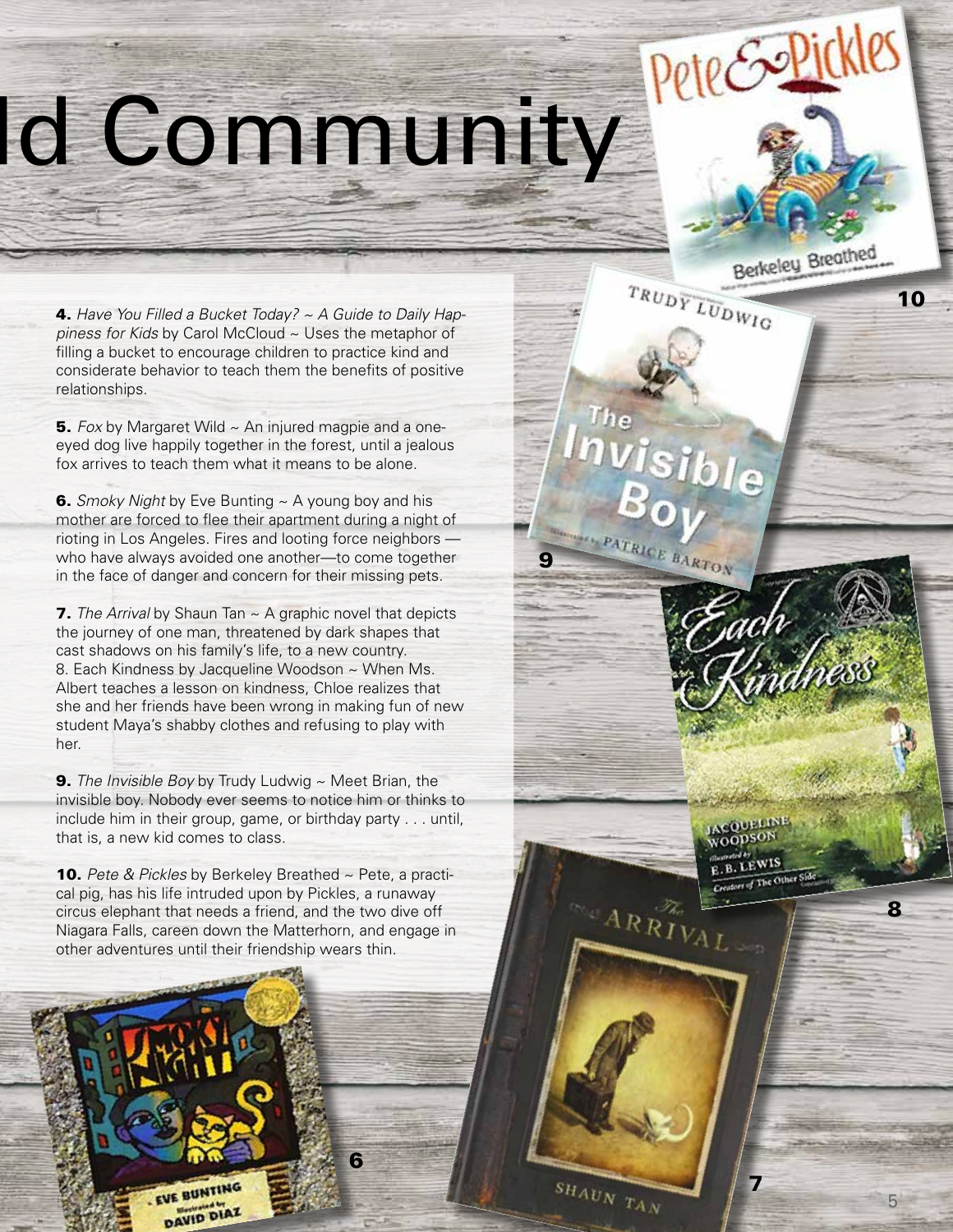# ld Community

**4.** *Have You Filled a Bucket Today? ~ A Guide to Daily Happiness for Kids* by Carol McCloud ~ Uses the metaphor of filling a bucket to encourage children to practice kind and considerate behavior to teach them the benefits of positive relationships.

**5.** *Fox* by Margaret Wild ~ An injured magpie and a one-eyed dog live happily together in the forest, until a jealous fox arrives to teach them what it means to be alone.

**6.** *Smoky Night* by Eve Bunting ~ A young boy and his mother are forced to flee their apartment during a night of rioting in Los Angeles. Fires and looting force neighbors — who have always avoided one another—to come together in the face of danger and concern for their missing pets.

**7.** *The Arrival* by Shaun Tan ~ A graphic novel that depicts the journey of one man, threatened by dark shapes that cast shadows on his family's life, to a new country.

8. Each Kindness by Jacqueline Woodson ~ When Ms. Albert teaches a lesson on kindness, Chloe realizes that she and her friends have been wrong in making fun of new student Maya's shabby clothes and refusing to play with her.

**9.** *The Invisible Boy* by Trudy Ludwig ~ Meet Brian, the invisible boy. Nobody ever seems to notice him or thinks to include him in their group, game, or birthday party . . . until, that is, a new kid comes to class.

**10.** *Pete & Pickles* by Berkeley Breathed ~ Pete, a practical pig, has his life intruded upon by Pickles, a runaway circus elephant that needs a friend, and the two dive off Niagara Falls, careen down the Matterhorn, and engage in other adventures until their friendship wears thin.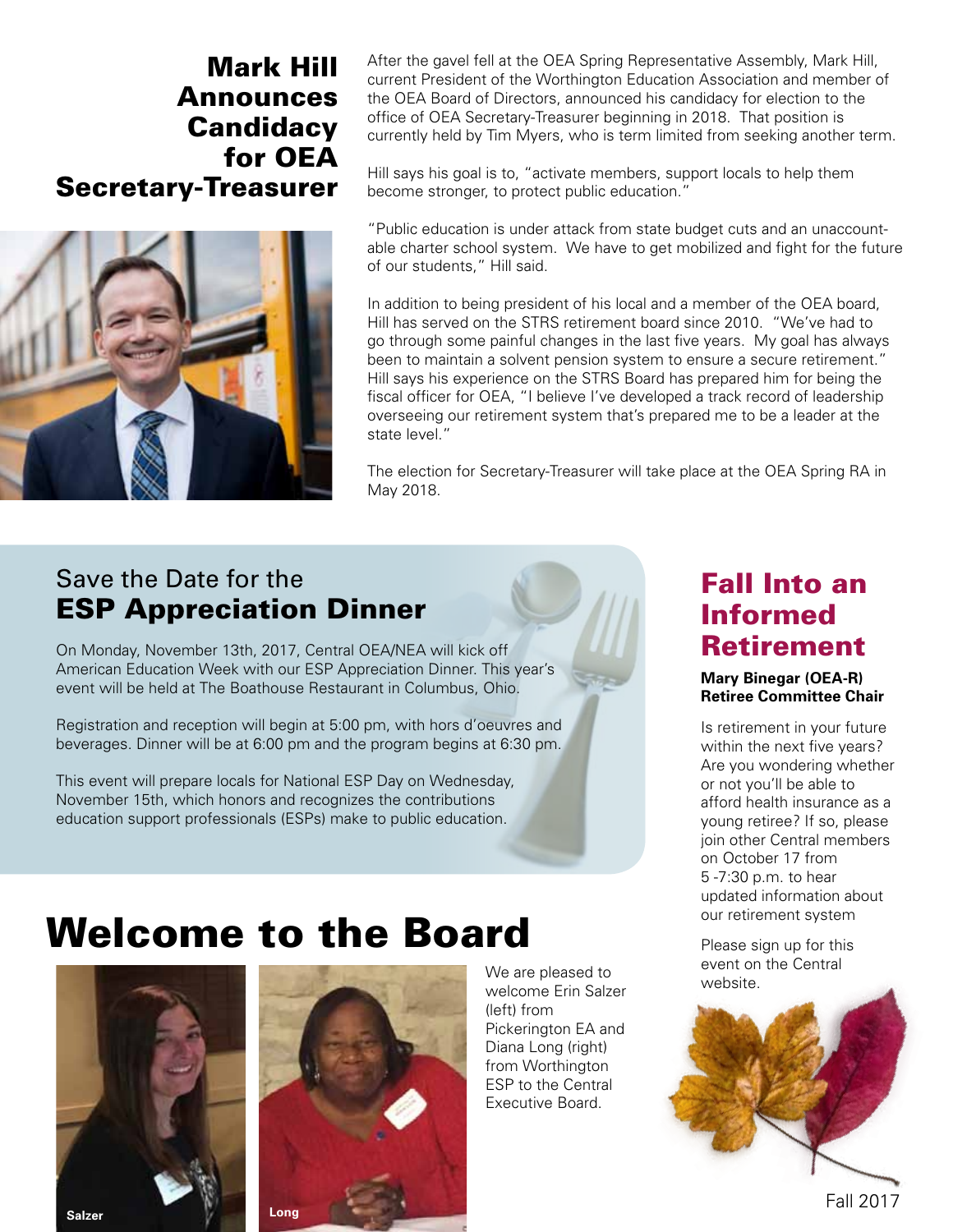## Mark Hill Announces Candidacy for OEA Secretary-Treasurer

After the gavel fell at the OEA Spring Representative Assembly, Mark Hill, current President of the Worthington Education Association and member of the OEA Board of Directors, announced his candidacy for election to the office of OEA Secretary-Treasurer beginning in 2018. That position is currently held by Tim Myers, who is term limited from seeking another term.

Hill says his goal is to, "activate members, support locals to help them become stronger, to protect public education."

"Public education is under attack from state budget cuts and an unaccountable charter school system. We have to get mobilized and fight for the future of our students," Hill said.

In addition to being president of his local and a member of the OEA board, Hill has served on the STRS retirement board since 2010. "We've had to go through some painful changes in the last five years. My goal has always been to maintain a solvent pension system to ensure a secure retirement." Hill says his experience on the STRS Board has prepared him for being the fiscal officer for OEA, "I believe I've developed a track record of leadership overseeing our retirement system that's prepared me to be a leader at the state level."

The election for Secretary-Treasurer will take place at the OEA Spring RA in May 2018.

## Save the Date for the ESP Appreciation Dinner

On Monday, November 13th, 2017, Central OEA/NEA will kick off American Education Week with our ESP Appreciation Dinner. This year's event will be held at The Boathouse Restaurant in Columbus, Ohio.

Registration and reception will begin at 5:00 pm, with hors d'oeuvres and beverages. Dinner will be at 6:00 pm and the program begins at 6:30 pm.

This event will prepare locals for National ESP Day on Wednesday, November 15th, which honors and recognizes the contributions education support professionals (ESPs) make to public education.

## Fall Into an Informed Retirement

**Mary Binegar (OEA-R) Retiree Committee Chair**

Is retirement in your future within the next five years? Are you wondering whether or not you'll be able to afford health insurance as a young retiree? If so, please join other Central members on October 17 from 5 -7:30 p.m. to hear updated information about our retirement system

Please sign up for this event on the Central website.

# Welcome to the Board

Salzer

Long

We are pleased to welcome Erin Salzer (left) from Pickerington EA and Diana Long (right) from Worthington ESP to the Central Executive Board.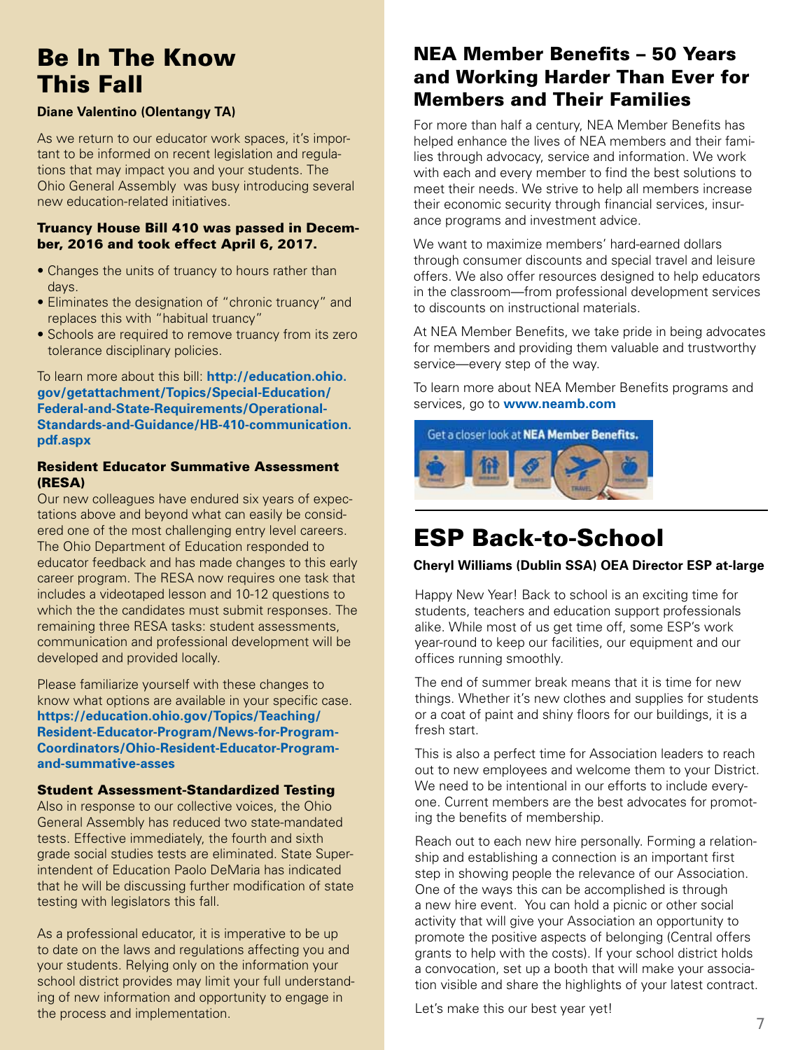# Be In The Know This Fall

**Diane Valentino (Olentangy TA)**

As we return to our educator work spaces, it's important to be informed on recent legislation and regulations that may impact you and your students. The Ohio General Assembly was busy introducing several new education-related initiatives.

### Truancy House Bill 410 was passed in December, 2016 and took effect April 6, 2017.

- Changes the units of truancy to hours rather than days.
- Eliminates the designation of "chronic truancy" and replaces this with "habitual truancy"
- Schools are required to remove truancy from its zero tolerance disciplinary policies.

To learn more about this bill: **http://education.ohio.gov/getattachment/Topics/Special-Education/Federal-and-State-Requirements/Operational-Standards-and-Guidance/HB-410-communication.pdf.aspx**

### Resident Educator Summative Assessment (RESA)

Our new colleagues have endured six years of expectations above and beyond what can easily be considered one of the most challenging entry level careers. The Ohio Department of Education responded to educator feedback and has made changes to this early career program. The RESA now requires one task that includes a videotaped lesson and 10-12 questions to which the the candidates must submit responses. The remaining three RESA tasks: student assessments, communication and professional development will be developed and provided locally.

Please familiarize yourself with these changes to know what options are available in your specific case. **https://education.ohio.gov/Topics/Teaching/Resident-Educator-Program/News-for-Program-Coordinators/Ohio-Resident-Educator-Program-and-summative-asses**

### Student Assessment-Standardized Testing

Also in response to our collective voices, the Ohio General Assembly has reduced two state-mandated tests. Effective immediately, the fourth and sixth grade social studies tests are eliminated. State Superintendent of Education Paolo DeMaria has indicated that he will be discussing further modification of state testing with legislators this fall.

As a professional educator, it is imperative to be up to date on the laws and regulations affecting you and your students. Relying only on the information your school district provides may limit your full understanding of new information and opportunity to engage in the process and implementation.

# NEA Member Benefits – 50 Years and Working Harder Than Ever for Members and Their Families

For more than half a century, NEA Member Benefits has helped enhance the lives of NEA members and their families through advocacy, service and information. We work with each and every member to find the best solutions to meet their needs. We strive to help all members increase their economic security through financial services, insurance programs and investment advice.

We want to maximize members' hard-earned dollars through consumer discounts and special travel and leisure offers. We also offer resources designed to help educators in the classroom—from professional development services to discounts on instructional materials.

At NEA Member Benefits, we take pride in being advocates for members and providing them valuable and trustworthy service—every step of the way.

To learn more about NEA Member Benefits programs and services, go to **www.neamb.com**

Get a closer look at **NEA Member Benefits.**

# ESP Back-to-School

**Cheryl Williams (Dublin SSA) OEA Director ESP at-large**

Happy New Year! Back to school is an exciting time for students, teachers and education support professionals alike. While most of us get time off, some ESP's work year-round to keep our facilities, our equipment and our offices running smoothly.

The end of summer break means that it is time for new things. Whether it's new clothes and supplies for students or a coat of paint and shiny floors for our buildings, it is a fresh start.

This is also a perfect time for Association leaders to reach out to new employees and welcome them to your District. We need to be intentional in our efforts to include everyone. Current members are the best advocates for promoting the benefits of membership.

Reach out to each new hire personally. Forming a relationship and establishing a connection is an important first step in showing people the relevance of our Association. One of the ways this can be accomplished is through a new hire event. You can hold a picnic or other social activity that will give your Association an opportunity to promote the positive aspects of belonging (Central offers grants to help with the costs). If your school district holds a convocation, set up a booth that will make your association visible and share the highlights of your latest contract.

Let's make this our best year yet!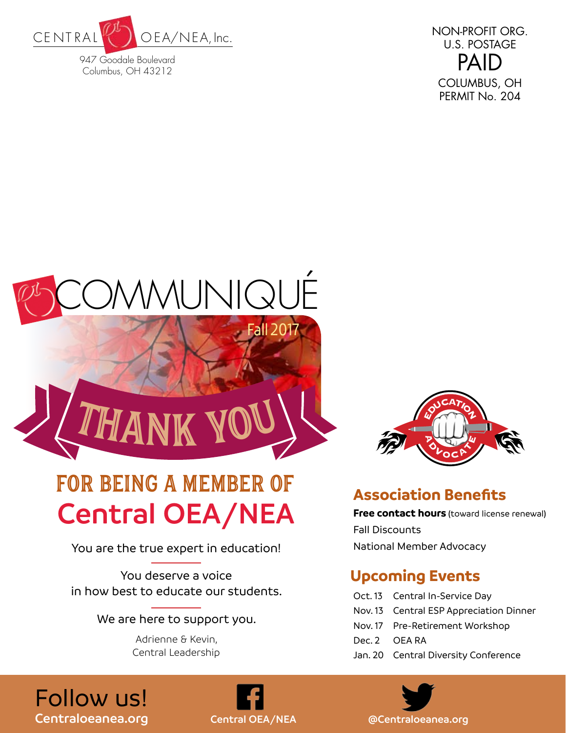CENTRAL OEA/NEA, Inc.
947 Goodale Boulevard
Columbus, OH 43212

NON-PROFIT ORG.
U.S. POSTAGE
PAID
COLUMBUS, OH
PERMIT No. 204

# COMMUNIQUÉ

Fall 2017

## THANK YOU

## FOR BEING A MEMBER OF Central OEA/NEA

You are the true expert in education!

You deserve a voice
in how best to educate our students.

We are here to support you.

Adrienne & Kevin,
Central Leadership

EDUCATION ADVOCATE

## Association Benefits

**Free contact hours** (toward license renewal)

Fall Discounts

National Member Advocacy

## Upcoming Events

| | |
|---|---|
| Oct. 13 | Central In-Service Day |
| Nov. 13 | Central ESP Appreciation Dinner |
| Nov. 17 | Pre-Retirement Workshop |
| Dec. 2 | OEA RA |
| Jan. 20 | Central Diversity Conference |

Follow us!
Centraloeanea.org

Central OEA/NEA

@Centraloeanea.org